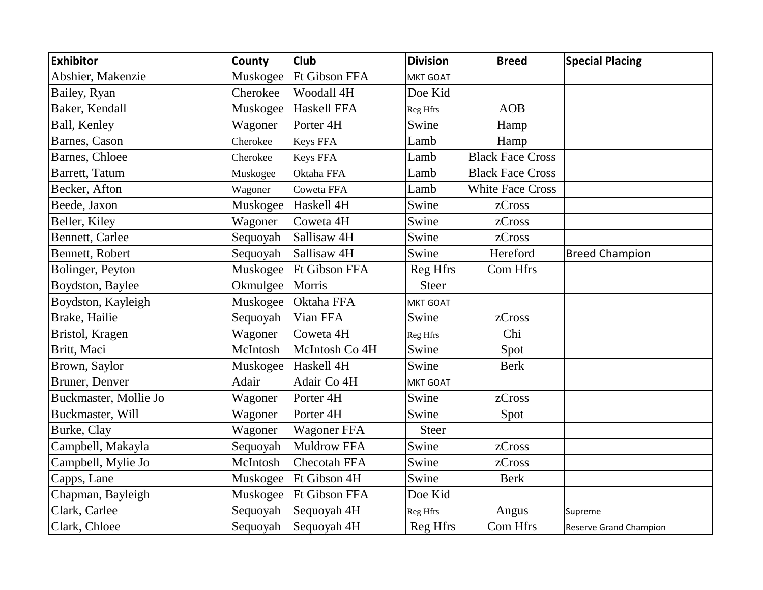| Exhibitor | County | Club | Division | Breed | Special Placing |
|---|---|---|---|---|---|
| Abshier, Makenzie | Muskogee | Ft Gibson FFA | MKT GOAT | | |
| Bailey, Ryan | Cherokee | Woodall 4H | Doe Kid | | |
| Baker, Kendall | Muskogee | Haskell FFA | Reg Hfrs | AOB | |
| Ball, Kenley | Wagoner | Porter 4H | Swine | Hamp | |
| Barnes, Cason | Cherokee | Keys FFA | Lamb | Hamp | |
| Barnes, Chloee | Cherokee | Keys FFA | Lamb | Black Face Cross | |
| Barrett, Tatum | Muskogee | Oktaha FFA | Lamb | Black Face Cross | |
| Becker, Afton | Wagoner | Coweta FFA | Lamb | White Face Cross | |
| Beede, Jaxon | Muskogee | Haskell 4H | Swine | zCross | |
| Beller, Kiley | Wagoner | Coweta 4H | Swine | zCross | |
| Bennett, Carlee | Sequoyah | Sallisaw 4H | Swine | zCross | |
| Bennett, Robert | Sequoyah | Sallisaw 4H | Swine | Hereford | Breed Champion |
| Bolinger, Peyton | Muskogee | Ft Gibson FFA | Reg Hfrs | Com Hfrs | |
| Boydston, Baylee | Okmulgee | Morris | Steer | | |
| Boydston, Kayleigh | Muskogee | Oktaha FFA | MKT GOAT | | |
| Brake, Hailie | Sequoyah | Vian FFA | Swine | zCross | |
| Bristol, Kragen | Wagoner | Coweta 4H | Reg Hfrs | Chi | |
| Britt, Maci | McIntosh | McIntosh Co 4H | Swine | Spot | |
| Brown, Saylor | Muskogee | Haskell 4H | Swine | Berk | |
| Bruner, Denver | Adair | Adair Co 4H | MKT GOAT | | |
| Buckmaster, Mollie Jo | Wagoner | Porter 4H | Swine | zCross | |
| Buckmaster, Will | Wagoner | Porter 4H | Swine | Spot | |
| Burke, Clay | Wagoner | Wagoner FFA | Steer | | |
| Campbell, Makayla | Sequoyah | Muldrow FFA | Swine | zCross | |
| Campbell, Mylie Jo | McIntosh | Checotah FFA | Swine | zCross | |
| Capps, Lane | Muskogee | Ft Gibson 4H | Swine | Berk | |
| Chapman, Bayleigh | Muskogee | Ft Gibson FFA | Doe Kid | | |
| Clark, Carlee | Sequoyah | Sequoyah 4H | Reg Hfrs | Angus | Supreme |
| Clark, Chloee | Sequoyah | Sequoyah 4H | Reg Hfrs | Com Hfrs | Reserve Grand Champion |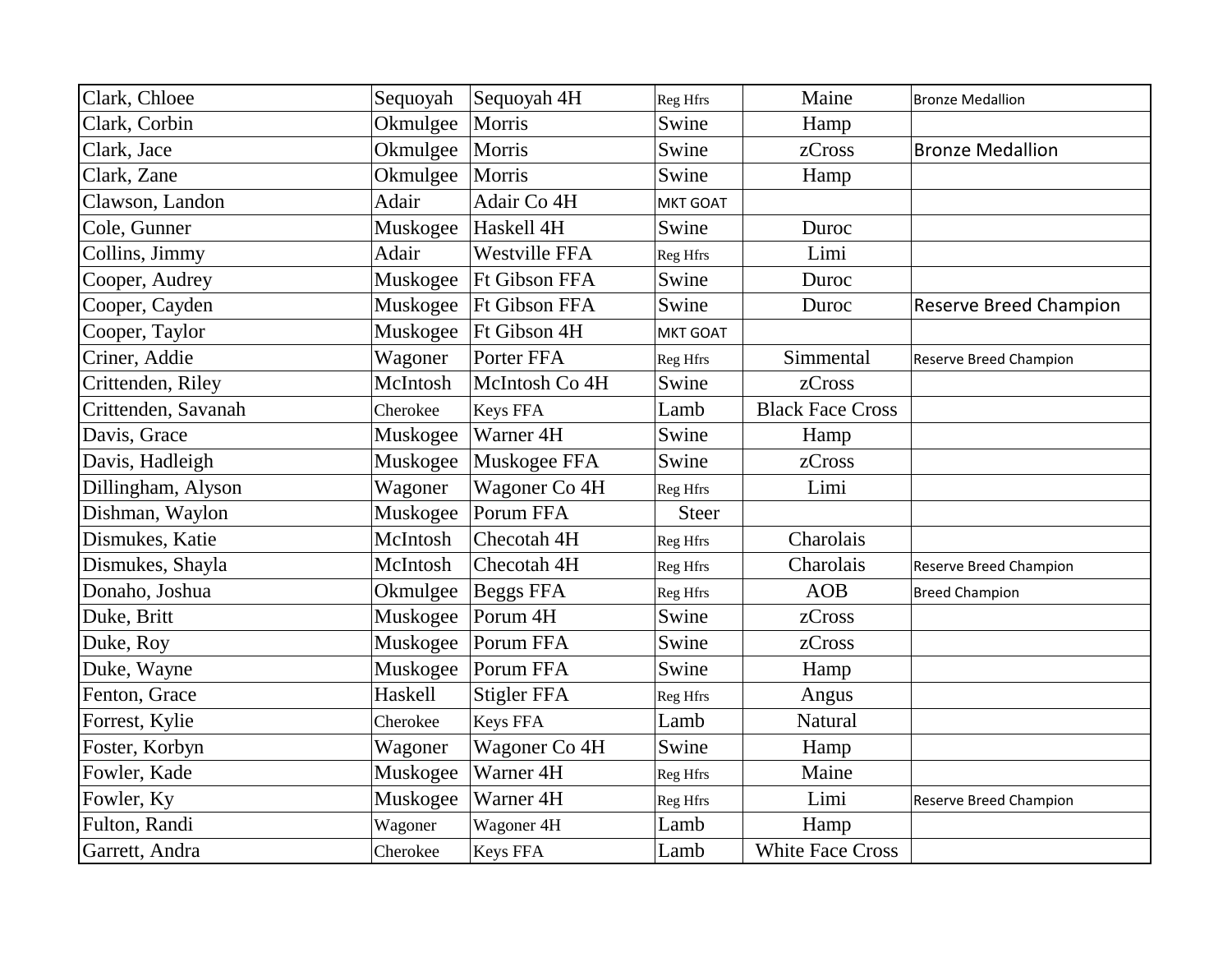| | | | | | |
|---|---|---|---|---|---|
| Clark, Chloee | Sequoyah | Sequoyah 4H | Reg Hfrs | Maine | Bronze Medallion |
| Clark, Corbin | Okmulgee | Morris | Swine | Hamp | |
| Clark, Jace | Okmulgee | Morris | Swine | zCross | Bronze Medallion |
| Clark, Zane | Okmulgee | Morris | Swine | Hamp | |
| Clawson, Landon | Adair | Adair Co 4H | MKT GOAT | | |
| Cole, Gunner | Muskogee | Haskell 4H | Swine | Duroc | |
| Collins, Jimmy | Adair | Westville FFA | Reg Hfrs | Limi | |
| Cooper, Audrey | Muskogee | Ft Gibson FFA | Swine | Duroc | |
| Cooper, Cayden | Muskogee | Ft Gibson FFA | Swine | Duroc | Reserve Breed Champion |
| Cooper, Taylor | Muskogee | Ft Gibson 4H | MKT GOAT | | |
| Criner, Addie | Wagoner | Porter FFA | Reg Hfrs | Simmental | Reserve Breed Champion |
| Crittenden, Riley | McIntosh | McIntosh Co 4H | Swine | zCross | |
| Crittenden, Savanah | Cherokee | Keys FFA | Lamb | Black Face Cross | |
| Davis, Grace | Muskogee | Warner 4H | Swine | Hamp | |
| Davis, Hadleigh | Muskogee | Muskogee FFA | Swine | zCross | |
| Dillingham, Alyson | Wagoner | Wagoner Co 4H | Reg Hfrs | Limi | |
| Dishman, Waylon | Muskogee | Porum FFA | Steer | | |
| Dismukes, Katie | McIntosh | Checotah 4H | Reg Hfrs | Charolais | |
| Dismukes, Shayla | McIntosh | Checotah 4H | Reg Hfrs | Charolais | Reserve Breed Champion |
| Donaho, Joshua | Okmulgee | Beggs FFA | Reg Hfrs | AOB | Breed Champion |
| Duke, Britt | Muskogee | Porum 4H | Swine | zCross | |
| Duke, Roy | Muskogee | Porum FFA | Swine | zCross | |
| Duke, Wayne | Muskogee | Porum FFA | Swine | Hamp | |
| Fenton, Grace | Haskell | Stigler FFA | Reg Hfrs | Angus | |
| Forrest, Kylie | Cherokee | Keys FFA | Lamb | Natural | |
| Foster, Korbyn | Wagoner | Wagoner Co 4H | Swine | Hamp | |
| Fowler, Kade | Muskogee | Warner 4H | Reg Hfrs | Maine | |
| Fowler, Ky | Muskogee | Warner 4H | Reg Hfrs | Limi | Reserve Breed Champion |
| Fulton, Randi | Wagoner | Wagoner 4H | Lamb | Hamp | |
| Garrett, Andra | Cherokee | Keys FFA | Lamb | White Face Cross | |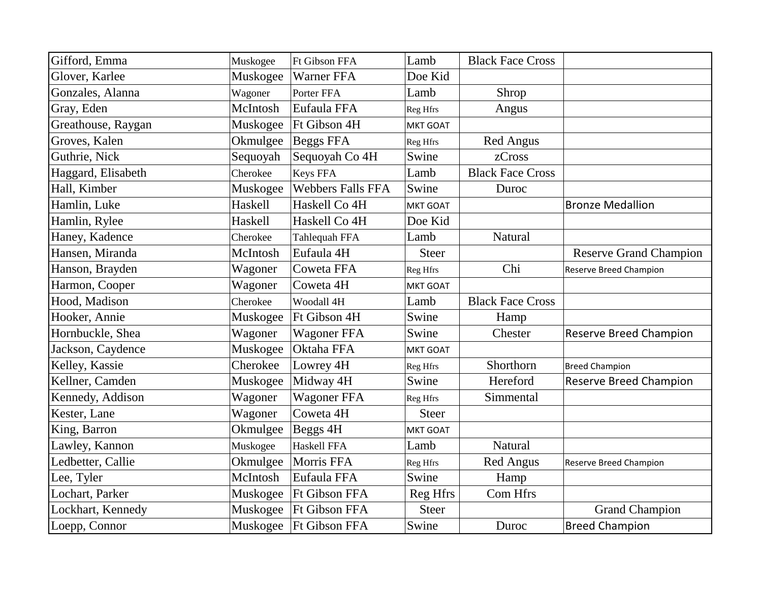| | | | | | |
|---|---|---|---|---|---|
| Gifford, Emma | Muskogee | Ft Gibson FFA | Lamb | Black Face Cross | |
| Glover, Karlee | Muskogee | Warner FFA | Doe Kid | | |
| Gonzales, Alanna | Wagoner | Porter FFA | Lamb | Shrop | |
| Gray, Eden | McIntosh | Eufaula FFA | Reg Hfrs | Angus | |
| Greathouse, Raygan | Muskogee | Ft Gibson 4H | MKT GOAT | | |
| Groves, Kalen | Okmulgee | Beggs FFA | Reg Hfrs | Red Angus | |
| Guthrie, Nick | Sequoyah | Sequoyah Co 4H | Swine | zCross | |
| Haggard, Elisabeth | Cherokee | Keys FFA | Lamb | Black Face Cross | |
| Hall, Kimber | Muskogee | Webbers Falls FFA | Swine | Duroc | |
| Hamlin, Luke | Haskell | Haskell Co 4H | MKT GOAT | | Bronze Medallion |
| Hamlin, Rylee | Haskell | Haskell Co 4H | Doe Kid | | |
| Haney, Kadence | Cherokee | Tahlequah FFA | Lamb | Natural | |
| Hansen, Miranda | McIntosh | Eufaula 4H | Steer | | Reserve Grand Champion |
| Hanson, Brayden | Wagoner | Coweta FFA | Reg Hfrs | Chi | Reserve Breed Champion |
| Harmon, Cooper | Wagoner | Coweta 4H | MKT GOAT | | |
| Hood, Madison | Cherokee | Woodall 4H | Lamb | Black Face Cross | |
| Hooker, Annie | Muskogee | Ft Gibson 4H | Swine | Hamp | |
| Hornbuckle, Shea | Wagoner | Wagoner FFA | Swine | Chester | Reserve Breed Champion |
| Jackson, Caydence | Muskogee | Oktaha FFA | MKT GOAT | | |
| Kelley, Kassie | Cherokee | Lowrey 4H | Reg Hfrs | Shorthorn | Breed Champion |
| Kellner, Camden | Muskogee | Midway 4H | Swine | Hereford | Reserve Breed Champion |
| Kennedy, Addison | Wagoner | Wagoner FFA | Reg Hfrs | Simmental | |
| Kester, Lane | Wagoner | Coweta 4H | Steer | | |
| King, Barron | Okmulgee | Beggs 4H | MKT GOAT | | |
| Lawley, Kannon | Muskogee | Haskell FFA | Lamb | Natural | |
| Ledbetter, Callie | Okmulgee | Morris FFA | Reg Hfrs | Red Angus | Reserve Breed Champion |
| Lee, Tyler | McIntosh | Eufaula FFA | Swine | Hamp | |
| Lochart, Parker | Muskogee | Ft Gibson FFA | Reg Hfrs | Com Hfrs | |
| Lockhart, Kennedy | Muskogee | Ft Gibson FFA | Steer | | Grand Champion |
| Loepp, Connor | Muskogee | Ft Gibson FFA | Swine | Duroc | Breed Champion |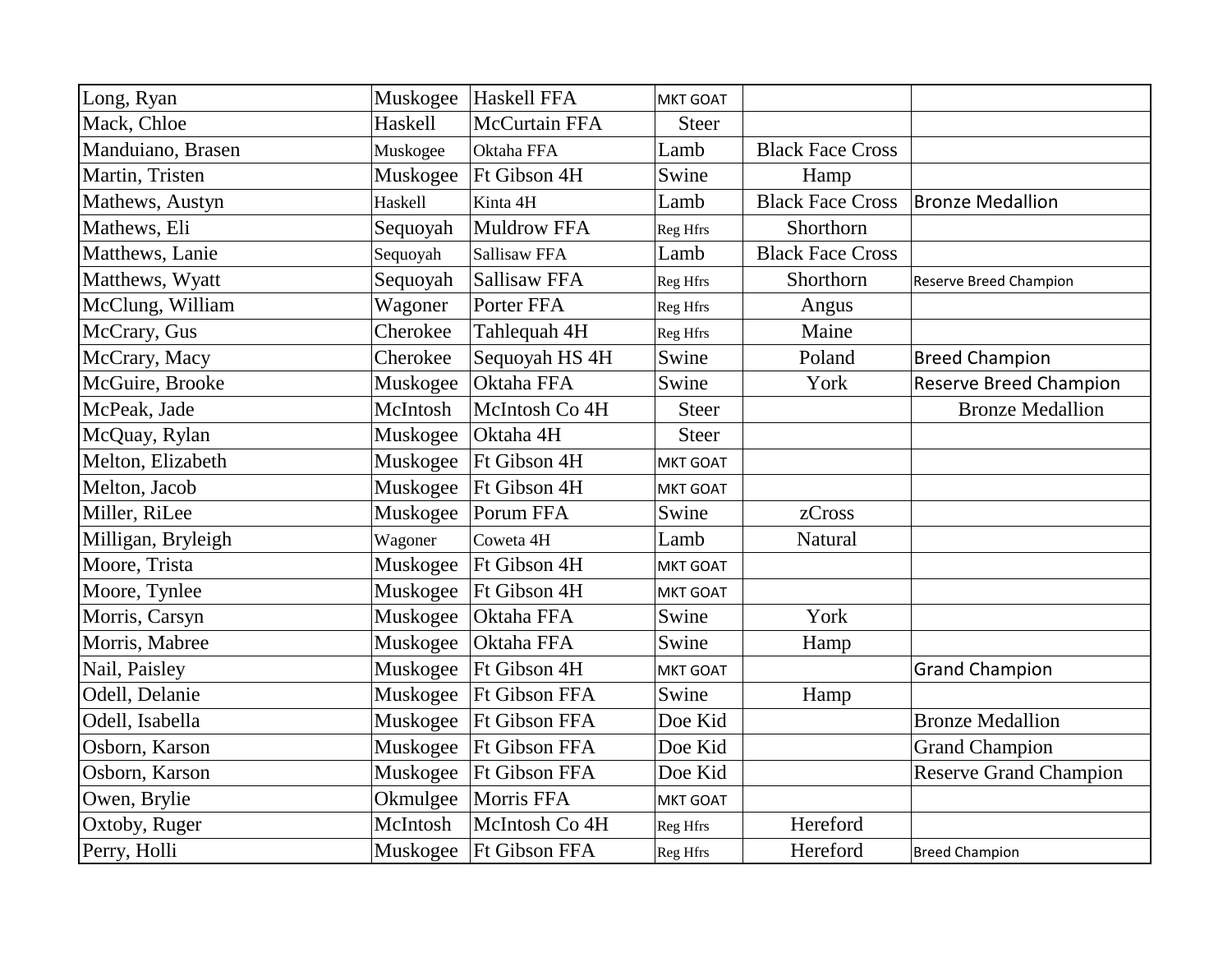| Long, Ryan | Muskogee | Haskell FFA | MKT GOAT | | |
|---|---|---|---|---|---|
| Mack, Chloe | Haskell | McCurtain FFA | Steer | | |
| Manduiano, Brasen | Muskogee | Oktaha FFA | Lamb | Black Face Cross | |
| Martin, Tristen | Muskogee | Ft Gibson 4H | Swine | Hamp | |
| Mathews, Austyn | Haskell | Kinta 4H | Lamb | Black Face Cross | Bronze Medallion |
| Mathews, Eli | Sequoyah | Muldrow FFA | Reg Hfrs | Shorthorn | |
| Matthews, Lanie | Sequoyah | Sallisaw FFA | Lamb | Black Face Cross | |
| Matthews, Wyatt | Sequoyah | Sallisaw FFA | Reg Hfrs | Shorthorn | Reserve Breed Champion |
| McClung, William | Wagoner | Porter FFA | Reg Hfrs | Angus | |
| McCrary, Gus | Cherokee | Tahlequah 4H | Reg Hfrs | Maine | |
| McCrary, Macy | Cherokee | Sequoyah HS 4H | Swine | Poland | Breed Champion |
| McGuire, Brooke | Muskogee | Oktaha FFA | Swine | York | Reserve Breed Champion |
| McPeak, Jade | McIntosh | McIntosh Co 4H | Steer | | Bronze Medallion |
| McQuay, Rylan | Muskogee | Oktaha 4H | Steer | | |
| Melton, Elizabeth | Muskogee | Ft Gibson 4H | MKT GOAT | | |
| Melton, Jacob | Muskogee | Ft Gibson 4H | MKT GOAT | | |
| Miller, RiLee | Muskogee | Porum FFA | Swine | zCross | |
| Milligan, Bryleigh | Wagoner | Coweta 4H | Lamb | Natural | |
| Moore, Trista | Muskogee | Ft Gibson 4H | MKT GOAT | | |
| Moore, Tynlee | Muskogee | Ft Gibson 4H | MKT GOAT | | |
| Morris, Carsyn | Muskogee | Oktaha FFA | Swine | York | |
| Morris, Mabree | Muskogee | Oktaha FFA | Swine | Hamp | |
| Nail, Paisley | Muskogee | Ft Gibson 4H | MKT GOAT | | Grand Champion |
| Odell, Delanie | Muskogee | Ft Gibson FFA | Swine | Hamp | |
| Odell, Isabella | Muskogee | Ft Gibson FFA | Doe Kid | | Bronze Medallion |
| Osborn, Karson | Muskogee | Ft Gibson FFA | Doe Kid | | Grand Champion |
| Osborn, Karson | Muskogee | Ft Gibson FFA | Doe Kid | | Reserve Grand Champion |
| Owen, Brylie | Okmulgee | Morris FFA | MKT GOAT | | |
| Oxtoby, Ruger | McIntosh | McIntosh Co 4H | Reg Hfrs | Hereford | |
| Perry, Holli | Muskogee | Ft Gibson FFA | Reg Hfrs | Hereford | Breed Champion |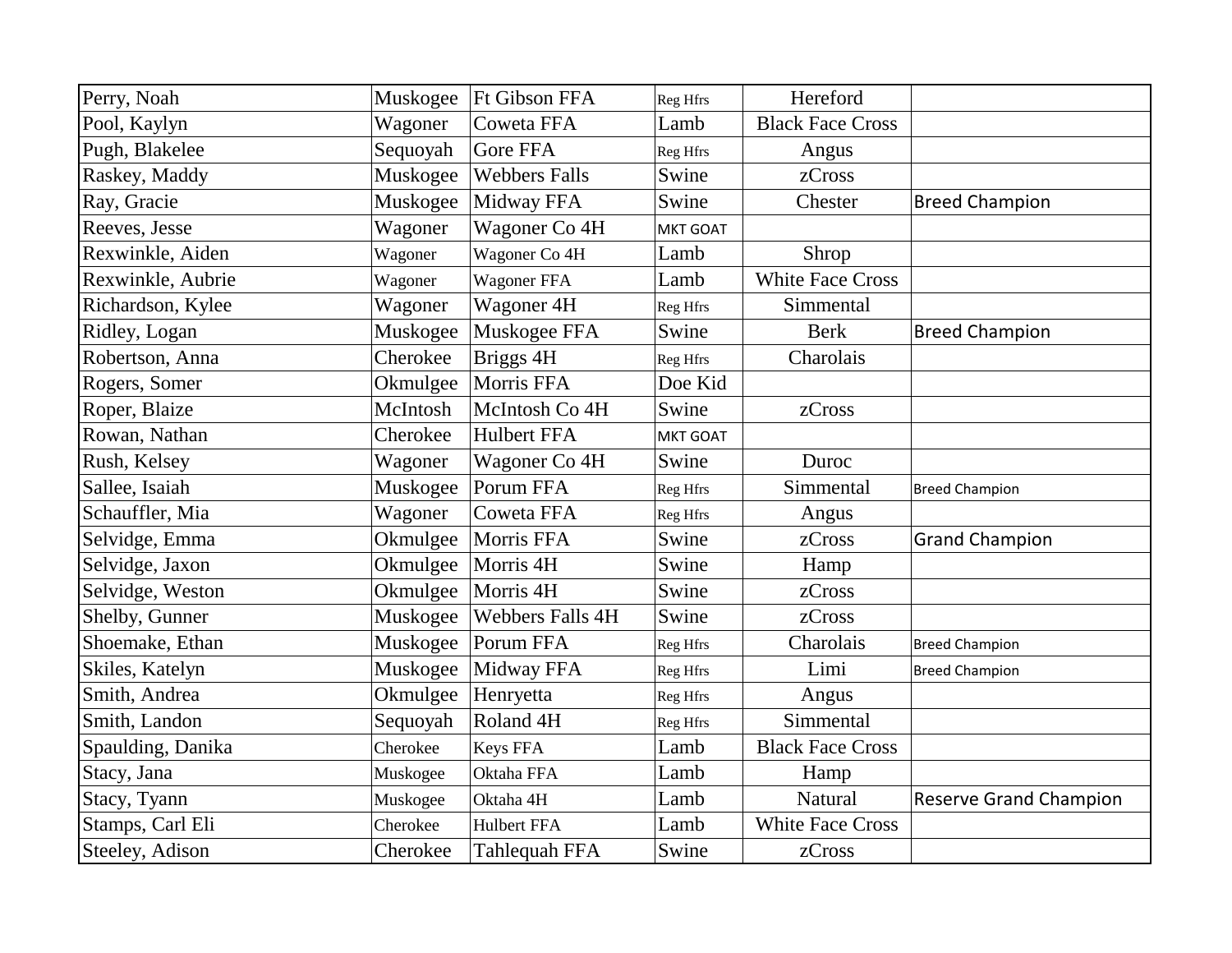| | | | | | |
|---|---|---|---|---|---|
| Perry, Noah | Muskogee | Ft Gibson FFA | Reg Hfrs | Hereford | |
| Pool, Kaylyn | Wagoner | Coweta FFA | Lamb | Black Face Cross | |
| Pugh, Blakelee | Sequoyah | Gore FFA | Reg Hfrs | Angus | |
| Raskey, Maddy | Muskogee | Webbers Falls | Swine | zCross | |
| Ray, Gracie | Muskogee | Midway FFA | Swine | Chester | Breed Champion |
| Reeves, Jesse | Wagoner | Wagoner Co 4H | MKT GOAT | | |
| Rexwinkle, Aiden | Wagoner | Wagoner Co 4H | Lamb | Shrop | |
| Rexwinkle, Aubrie | Wagoner | Wagoner FFA | Lamb | White Face Cross | |
| Richardson, Kylee | Wagoner | Wagoner 4H | Reg Hfrs | Simmental | |
| Ridley, Logan | Muskogee | Muskogee FFA | Swine | Berk | Breed Champion |
| Robertson, Anna | Cherokee | Briggs 4H | Reg Hfrs | Charolais | |
| Rogers, Somer | Okmulgee | Morris FFA | Doe Kid | | |
| Roper, Blaize | McIntosh | McIntosh Co 4H | Swine | zCross | |
| Rowan, Nathan | Cherokee | Hulbert FFA | MKT GOAT | | |
| Rush, Kelsey | Wagoner | Wagoner Co 4H | Swine | Duroc | |
| Sallee, Isaiah | Muskogee | Porum FFA | Reg Hfrs | Simmental | Breed Champion |
| Schauffler, Mia | Wagoner | Coweta FFA | Reg Hfrs | Angus | |
| Selvidge, Emma | Okmulgee | Morris FFA | Swine | zCross | Grand Champion |
| Selvidge, Jaxon | Okmulgee | Morris 4H | Swine | Hamp | |
| Selvidge, Weston | Okmulgee | Morris 4H | Swine | zCross | |
| Shelby, Gunner | Muskogee | Webbers Falls 4H | Swine | zCross | |
| Shoemake, Ethan | Muskogee | Porum FFA | Reg Hfrs | Charolais | Breed Champion |
| Skiles, Katelyn | Muskogee | Midway FFA | Reg Hfrs | Limi | Breed Champion |
| Smith, Andrea | Okmulgee | Henryetta | Reg Hfrs | Angus | |
| Smith, Landon | Sequoyah | Roland 4H | Reg Hfrs | Simmental | |
| Spaulding, Danika | Cherokee | Keys FFA | Lamb | Black Face Cross | |
| Stacy, Jana | Muskogee | Oktaha FFA | Lamb | Hamp | |
| Stacy, Tyann | Muskogee | Oktaha 4H | Lamb | Natural | Reserve Grand Champion |
| Stamps, Carl Eli | Cherokee | Hulbert FFA | Lamb | White Face Cross | |
| Steeley, Adison | Cherokee | Tahlequah FFA | Swine | zCross | |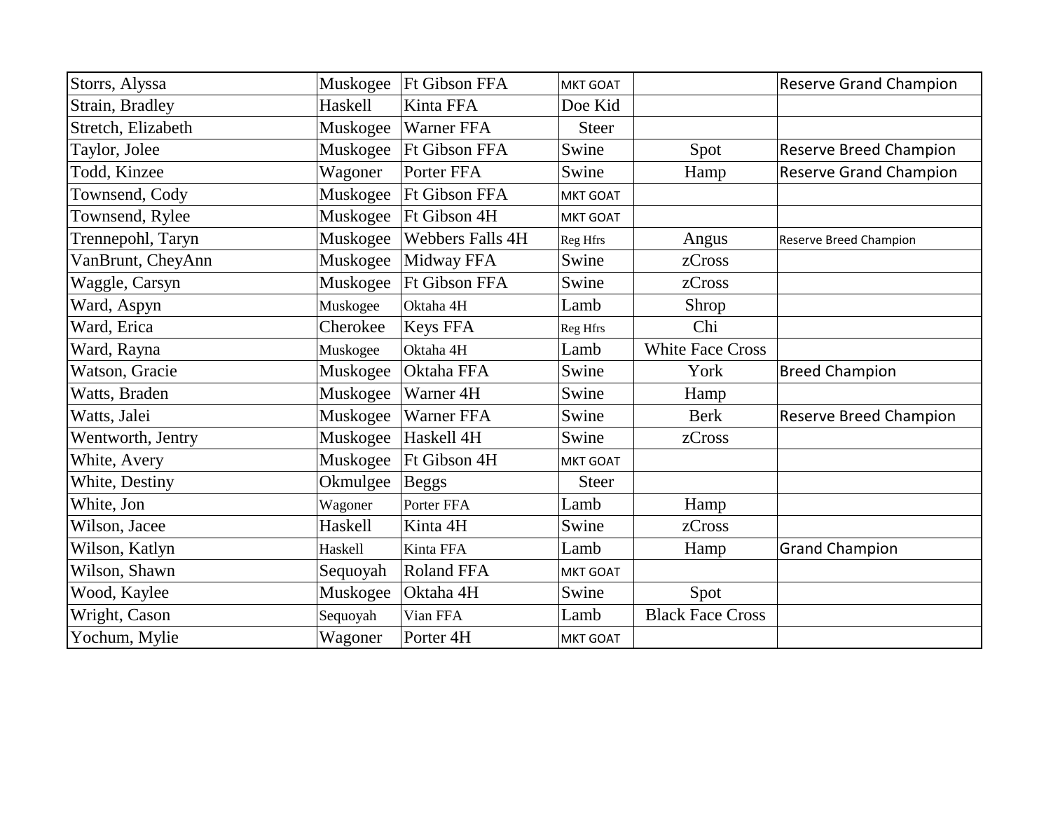| | | | | | |
|---|---|---|---|---|---|
| Storrs, Alyssa | Muskogee | Ft Gibson FFA | MKT GOAT | | Reserve Grand Champion |
| Strain, Bradley | Haskell | Kinta FFA | Doe Kid | | |
| Stretch, Elizabeth | Muskogee | Warner FFA | Steer | | |
| Taylor, Jolee | Muskogee | Ft Gibson FFA | Swine | Spot | Reserve Breed Champion |
| Todd, Kinzee | Wagoner | Porter FFA | Swine | Hamp | Reserve Grand Champion |
| Townsend, Cody | Muskogee | Ft Gibson FFA | MKT GOAT | | |
| Townsend, Rylee | Muskogee | Ft Gibson 4H | MKT GOAT | | |
| Trennepohl, Taryn | Muskogee | Webbers Falls 4H | Reg Hfrs | Angus | Reserve Breed Champion |
| VanBrunt, CheyAnn | Muskogee | Midway FFA | Swine | zCross | |
| Waggle, Carsyn | Muskogee | Ft Gibson FFA | Swine | zCross | |
| Ward, Aspyn | Muskogee | Oktaha 4H | Lamb | Shrop | |
| Ward, Erica | Cherokee | Keys FFA | Reg Hfrs | Chi | |
| Ward, Rayna | Muskogee | Oktaha 4H | Lamb | White Face Cross | |
| Watson, Gracie | Muskogee | Oktaha FFA | Swine | York | Breed Champion |
| Watts, Braden | Muskogee | Warner 4H | Swine | Hamp | |
| Watts, Jalei | Muskogee | Warner FFA | Swine | Berk | Reserve Breed Champion |
| Wentworth, Jentry | Muskogee | Haskell 4H | Swine | zCross | |
| White, Avery | Muskogee | Ft Gibson 4H | MKT GOAT | | |
| White, Destiny | Okmulgee | Beggs | Steer | | |
| White, Jon | Wagoner | Porter FFA | Lamb | Hamp | |
| Wilson, Jacee | Haskell | Kinta 4H | Swine | zCross | |
| Wilson, Katlyn | Haskell | Kinta FFA | Lamb | Hamp | Grand Champion |
| Wilson, Shawn | Sequoyah | Roland FFA | MKT GOAT | | |
| Wood, Kaylee | Muskogee | Oktaha 4H | Swine | Spot | |
| Wright, Cason | Sequoyah | Vian FFA | Lamb | Black Face Cross | |
| Yochum, Mylie | Wagoner | Porter 4H | MKT GOAT | | |